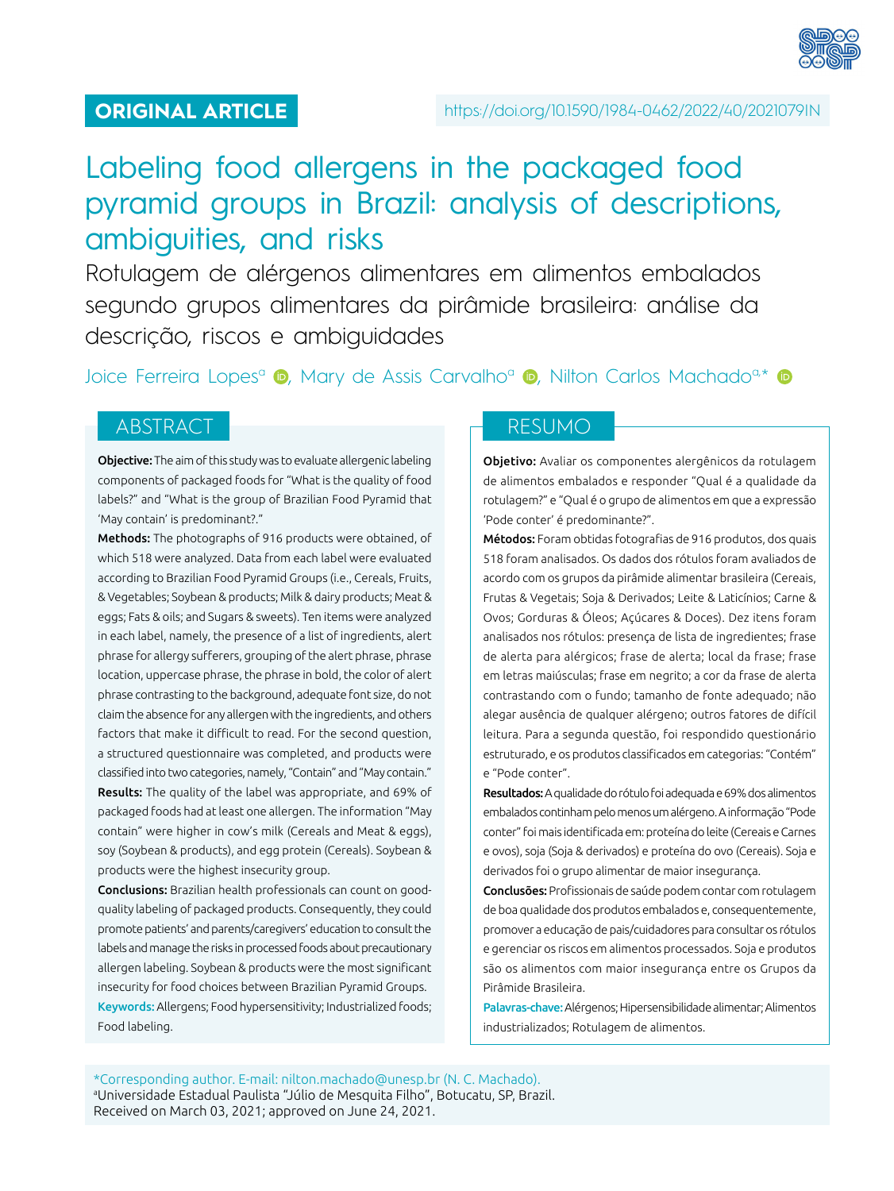**ORIGINAL ARTICLE**

https://doi.org/10.1590/1984-0462/2022/40/2021079IN

# Labeling food allergens in the packaged food pyramid groups in Brazil: analysis of descriptions, ambiguities, and risks

## Rotulagem de alérgenos alimentares em alimentos embalados segundo grupos alimentares da pirâmide brasileira: análise da descrição, riscos e ambiguidades

Joice Ferreira Lopes[a], Mary de Assis Carvalho[a], Nilton Carlos Machado[a,*]

## ABSTRACT

**Objective:** The aim of this study was to evaluate allergenic labeling components of packaged foods for "What is the quality of food labels?" and "What is the group of Brazilian Food Pyramid that 'May contain' is predominant?."

**Methods:** The photographs of 916 products were obtained, of which 518 were analyzed. Data from each label were evaluated according to Brazilian Food Pyramid Groups (i.e., Cereals, Fruits, & Vegetables; Soybean & products; Milk & dairy products; Meat & eggs; Fats & oils; and Sugars & sweets). Ten items were analyzed in each label, namely, the presence of a list of ingredients, alert phrase for allergy sufferers, grouping of the alert phrase, phrase location, uppercase phrase, the phrase in bold, the color of alert phrase contrasting to the background, adequate font size, do not claim the absence for any allergen with the ingredients, and others factors that make it difficult to read. For the second question, a structured questionnaire was completed, and products were classified into two categories, namely, "Contain" and "May contain."

**Results:** The quality of the label was appropriate, and 69% of packaged foods had at least one allergen. The information "May contain" were higher in cow's milk (Cereals and Meat & eggs), soy (Soybean & products), and egg protein (Cereals). Soybean & products were the highest insecurity group.

**Conclusions:** Brazilian health professionals can count on good-quality labeling of packaged products. Consequently, they could promote patients' and parents/caregivers' education to consult the labels and manage the risks in processed foods about precautionary allergen labeling. Soybean & products were the most significant insecurity for food choices between Brazilian Pyramid Groups.

**Keywords:** Allergens; Food hypersensitivity; Industrialized foods; Food labeling.

## RESUMO

**Objetivo:** Avaliar os componentes alergênicos da rotulagem de alimentos embalados e responder "Qual é a qualidade da rotulagem?" e "Qual é o grupo de alimentos em que a expressão 'Pode conter' é predominante?".

**Métodos:** Foram obtidas fotografias de 916 produtos, dos quais 518 foram analisados. Os dados dos rótulos foram avaliados de acordo com os grupos da pirâmide alimentar brasileira (Cereais, Frutas & Vegetais; Soja & Derivados; Leite & Laticínios; Carne & Ovos; Gorduras & Óleos; Açúcares & Doces). Dez itens foram analisados nos rótulos: presença de lista de ingredientes; frase de alerta para alérgicos; frase de alerta; local da frase; frase em letras maiúsculas; frase em negrito; a cor da frase de alerta contrastando com o fundo; tamanho de fonte adequado; não alegar ausência de qualquer alérgeno; outros fatores de difícil leitura. Para a segunda questão, foi respondido questionário estruturado, e os produtos classificados em categorias: "Contém" e "Pode conter".

**Resultados:** A qualidade do rótulo foi adequada e 69% dos alimentos embalados continham pelo menos um alérgeno. A informação "Pode conter" foi mais identificada em: proteína do leite (Cereais e Carnes e ovos), soja (Soja & derivados) e proteína do ovo (Cereais). Soja e derivados foi o grupo alimentar de maior insegurança.

**Conclusões:** Profissionais de saúde podem contar com rotulagem de boa qualidade dos produtos embalados e, consequentemente, promover a educação de pais/cuidadores para consultar os rótulos e gerenciar os riscos em alimentos processados. Soja e produtos são os alimentos com maior insegurança entre os Grupos da Pirâmide Brasileira.

**Palavras-chave:** Alérgenos; Hipersensibilidade alimentar; Alimentos industrializados; Rotulagem de alimentos.

*Corresponding author. E-mail: nilton.machado@unesp.br (N. C. Machado).
[a]Universidade Estadual Paulista "Júlio de Mesquita Filho", Botucatu, SP, Brazil.
Received on March 03, 2021; approved on June 24, 2021.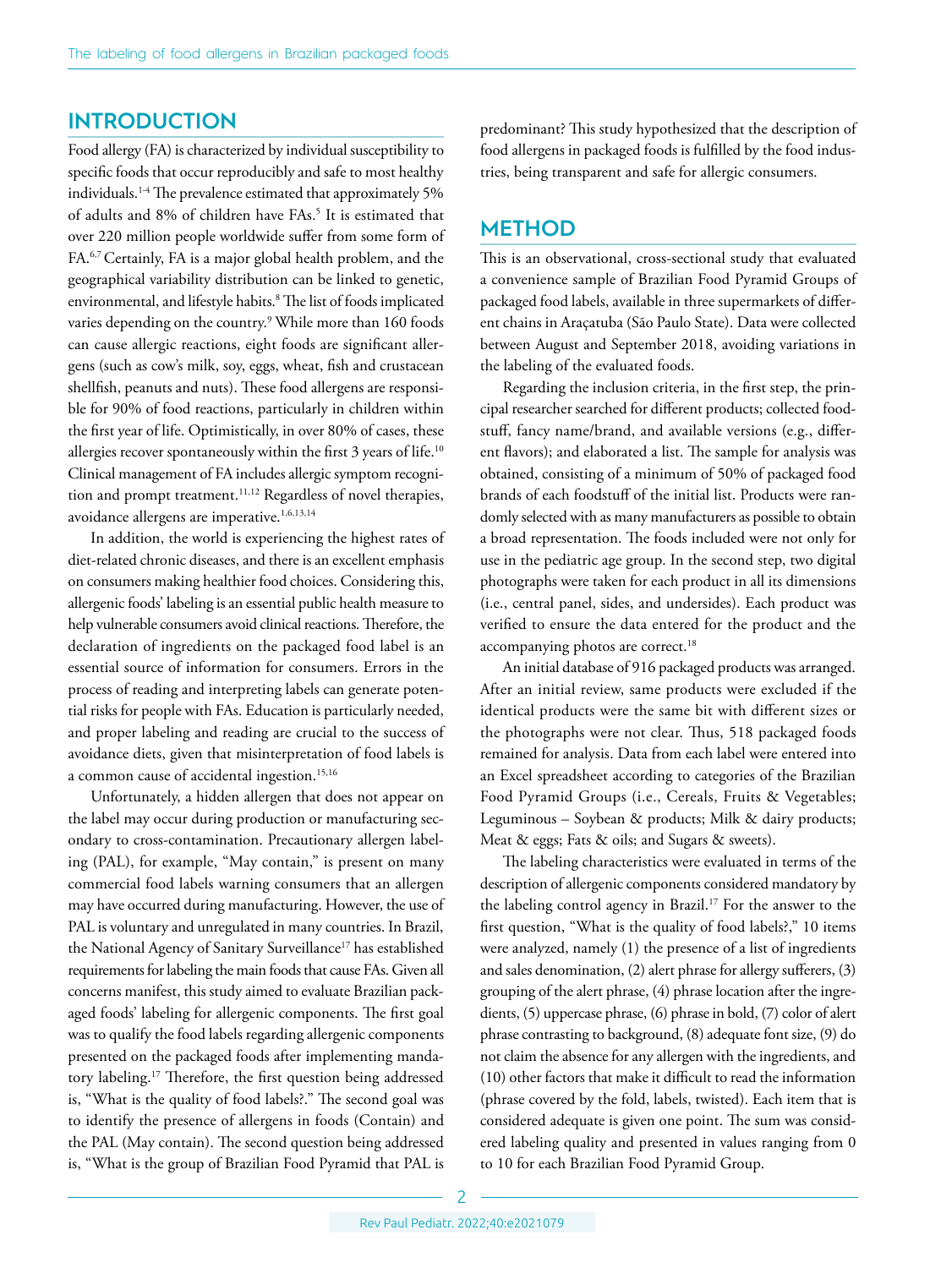## INTRODUCTION

Food allergy (FA) is characterized by individual susceptibility to specific foods that occur reproducibly and safe to most healthy individuals.[1-4] The prevalence estimated that approximately 5% of adults and 8% of children have FAs.[5] It is estimated that over 220 million people worldwide suffer from some form of FA.[6,7] Certainly, FA is a major global health problem, and the geographical variability distribution can be linked to genetic, environmental, and lifestyle habits.[8] The list of foods implicated varies depending on the country.[9] While more than 160 foods can cause allergic reactions, eight foods are significant allergens (such as cow's milk, soy, eggs, wheat, fish and crustacean shellfish, peanuts and nuts). These food allergens are responsible for 90% of food reactions, particularly in children within the first year of life. Optimistically, in over 80% of cases, these allergies recover spontaneously within the first 3 years of life.[10] Clinical management of FA includes allergic symptom recognition and prompt treatment.[11,12] Regardless of novel therapies, avoidance allergens are imperative.[1,6,13,14]

In addition, the world is experiencing the highest rates of diet-related chronic diseases, and there is an excellent emphasis on consumers making healthier food choices. Considering this, allergenic foods' labeling is an essential public health measure to help vulnerable consumers avoid clinical reactions. Therefore, the declaration of ingredients on the packaged food label is an essential source of information for consumers. Errors in the process of reading and interpreting labels can generate potential risks for people with FAs. Education is particularly needed, and proper labeling and reading are crucial to the success of avoidance diets, given that misinterpretation of food labels is a common cause of accidental ingestion.[15,16]

Unfortunately, a hidden allergen that does not appear on the label may occur during production or manufacturing secondary to cross-contamination. Precautionary allergen labeling (PAL), for example, "May contain," is present on many commercial food labels warning consumers that an allergen may have occurred during manufacturing. However, the use of PAL is voluntary and unregulated in many countries. In Brazil, the National Agency of Sanitary Surveillance[17] has established requirements for labeling the main foods that cause FAs. Given all concerns manifest, this study aimed to evaluate Brazilian packaged foods' labeling for allergenic components. The first goal was to qualify the food labels regarding allergenic components presented on the packaged foods after implementing mandatory labeling.[17] Therefore, the first question being addressed is, "What is the quality of food labels?." The second goal was to identify the presence of allergens in foods (Contain) and the PAL (May contain). The second question being addressed is, "What is the group of Brazilian Food Pyramid that PAL is predominant? This study hypothesized that the description of food allergens in packaged foods is fulfilled by the food industries, being transparent and safe for allergic consumers.

## METHOD

This is an observational, cross-sectional study that evaluated a convenience sample of Brazilian Food Pyramid Groups of packaged food labels, available in three supermarkets of different chains in Araçatuba (São Paulo State). Data were collected between August and September 2018, avoiding variations in the labeling of the evaluated foods.

Regarding the inclusion criteria, in the first step, the principal researcher searched for different products; collected foodstuff, fancy name/brand, and available versions (e.g., different flavors); and elaborated a list. The sample for analysis was obtained, consisting of a minimum of 50% of packaged food brands of each foodstuff of the initial list. Products were randomly selected with as many manufacturers as possible to obtain a broad representation. The foods included were not only for use in the pediatric age group. In the second step, two digital photographs were taken for each product in all its dimensions (i.e., central panel, sides, and undersides). Each product was verified to ensure the data entered for the product and the accompanying photos are correct.[18]

An initial database of 916 packaged products was arranged. After an initial review, same products were excluded if the identical products were the same bit with different sizes or the photographs were not clear. Thus, 518 packaged foods remained for analysis. Data from each label were entered into an Excel spreadsheet according to categories of the Brazilian Food Pyramid Groups (i.e., Cereals, Fruits & Vegetables; Leguminous – Soybean & products; Milk & dairy products; Meat & eggs; Fats & oils; and Sugars & sweets).

The labeling characteristics were evaluated in terms of the description of allergenic components considered mandatory by the labeling control agency in Brazil.[17] For the answer to the first question, "What is the quality of food labels?," 10 items were analyzed, namely (1) the presence of a list of ingredients and sales denomination, (2) alert phrase for allergy sufferers, (3) grouping of the alert phrase, (4) phrase location after the ingredients, (5) uppercase phrase, (6) phrase in bold, (7) color of alert phrase contrasting to background, (8) adequate font size, (9) do not claim the absence for any allergen with the ingredients, and (10) other factors that make it difficult to read the information (phrase covered by the fold, labels, twisted). Each item that is considered adequate is given one point. The sum was considered labeling quality and presented in values ranging from 0 to 10 for each Brazilian Food Pyramid Group.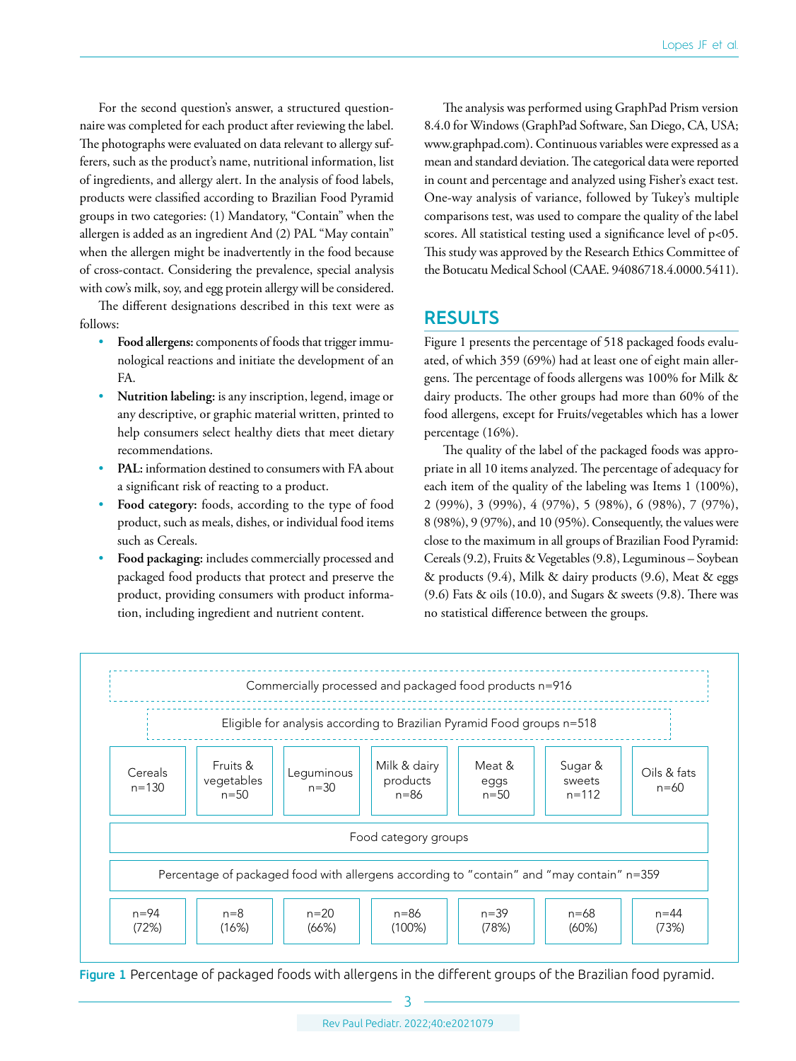For the second question's answer, a structured questionnaire was completed for each product after reviewing the label. The photographs were evaluated on data relevant to allergy sufferers, such as the product's name, nutritional information, list of ingredients, and allergy alert. In the analysis of food labels, products were classified according to Brazilian Food Pyramid groups in two categories: (1) Mandatory, "Contain" when the allergen is added as an ingredient And (2) PAL "May contain" when the allergen might be inadvertently in the food because of cross-contact. Considering the prevalence, special analysis with cow's milk, soy, and egg protein allergy will be considered.

The different designations described in this text were as follows:

- **Food allergens:** components of foods that trigger immunological reactions and initiate the development of an FA.
- **Nutrition labeling:** is any inscription, legend, image or any descriptive, or graphic material written, printed to help consumers select healthy diets that meet dietary recommendations.
- **PAL:** information destined to consumers with FA about a significant risk of reacting to a product.
- **Food category:** foods, according to the type of food product, such as meals, dishes, or individual food items such as Cereals.
- **Food packaging:** includes commercially processed and packaged food products that protect and preserve the product, providing consumers with product information, including ingredient and nutrient content.

The analysis was performed using GraphPad Prism version 8.4.0 for Windows (GraphPad Software, San Diego, CA, USA; www.graphpad.com). Continuous variables were expressed as a mean and standard deviation. The categorical data were reported in count and percentage and analyzed using Fisher's exact test. One-way analysis of variance, followed by Tukey's multiple comparisons test, was used to compare the quality of the label scores. All statistical testing used a significance level of p<05. This study was approved by the Research Ethics Committee of the Botucatu Medical School (CAAE. 94086718.4.0000.5411).

## RESULTS

Figure 1 presents the percentage of 518 packaged foods evaluated, of which 359 (69%) had at least one of eight main allergens. The percentage of foods allergens was 100% for Milk & dairy products. The other groups had more than 60% of the food allergens, except for Fruits/vegetables which has a lower percentage (16%).

The quality of the label of the packaged foods was appropriate in all 10 items analyzed. The percentage of adequacy for each item of the quality of the labeling was Items 1 (100%), 2 (99%), 3 (99%), 4 (97%), 5 (98%), 6 (98%), 7 (97%), 8 (98%), 9 (97%), and 10 (95%). Consequently, the values were close to the maximum in all groups of Brazilian Food Pyramid: Cereals (9.2), Fruits & Vegetables (9.8), Leguminous – Soybean & products (9.4), Milk & dairy products (9.6), Meat & eggs (9.6) Fats & oils (10.0), and Sugars & sweets (9.8). There was no statistical difference between the groups.

Commercially processed and packaged food products n=916

Eligible for analysis according to Brazilian Pyramid Food groups n=518

| Cereals n=130 | Fruits & vegetables n=50 | Leguminous n=30 | Milk & dairy products n=86 | Meat & eggs n=50 | Sugar & sweets n=112 | Oils & fats n=60 |
|---|---|---|---|---|---|---|
| Food category groups | | | | | | |
| Percentage of packaged food with allergens according to "contain" and "may contain" n=359 | | | | | | |
| n=94 (72%) | n=8 (16%) | n=20 (66%) | n=86 (100%) | n=39 (78%) | n=68 (60%) | n=44 (73%) |

Figure 1 Percentage of packaged foods with allergens in the different groups of the Brazilian food pyramid.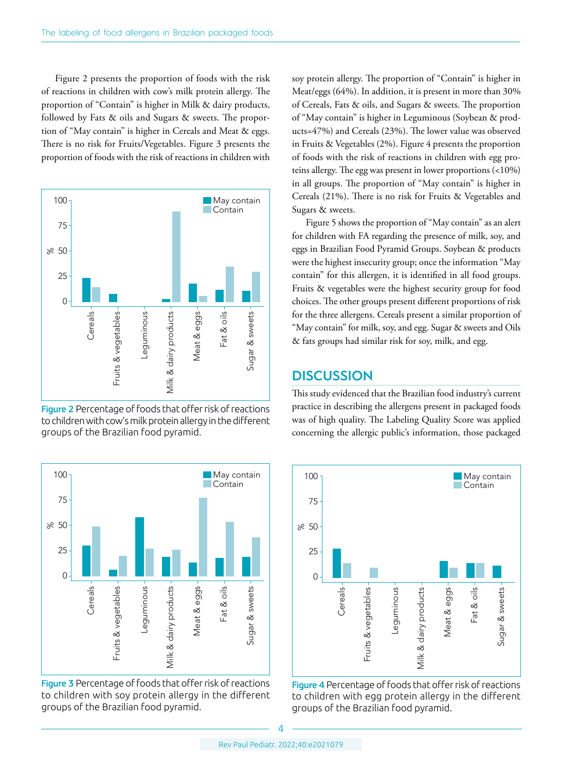Figure 2 presents the proportion of foods with the risk of reactions in children with cow's milk protein allergy. The proportion of "Contain" is higher in Milk & dairy products, followed by Fats & oils and Sugars & sweets. The proportion of "May contain" is higher in Cereals and Meat & eggs. There is no risk for Fruits/Vegetables. Figure 3 presents the proportion of foods with the risk of reactions in children with soy protein allergy. The proportion of "Contain" is higher in Meat/eggs (64%). In addition, it is present in more than 30% of Cereals, Fats & oils, and Sugars & sweets. The proportion of "May contain" is higher in Leguminous (Soybean & products=47%) and Cereals (23%). The lower value was observed in Fruits & Vegetables (2%). Figure 4 presents the proportion of foods with the risk of reactions in children with egg proteins allergy. The egg was present in lower proportions (<10%) in all groups. The proportion of "May contain" is higher in Cereals (21%). There is no risk for Fruits & Vegetables and Sugars & sweets.

Figure 5 shows the proportion of "May contain" as an alert for children with FA regarding the presence of milk, soy, and eggs in Brazilian Food Pyramid Groups. Soybean & products were the highest insecurity group; once the information "May contain" for this allergen, it is identified in all food groups. Fruits & vegetables were the highest security group for food choices. The other groups present different proportions of risk for the three allergens. Cereals present a similar proportion of "May contain" for milk, soy, and egg. Sugar & sweets and Oils & fats groups had similar risk for soy, milk, and egg.

Figure 2 Percentage of foods that offer risk of reactions to children with cow's milk protein allergy in the different groups of the Brazilian food pyramid.

Figure 3 Percentage of foods that offer risk of reactions to children with soy protein allergy in the different groups of the Brazilian food pyramid.

Figure 4 Percentage of foods that offer risk of reactions to children with egg protein allergy in the different groups of the Brazilian food pyramid.

## DISCUSSION

This study evidenced that the Brazilian food industry's current practice in describing the allergens present in packaged foods was of high quality. The Labeling Quality Score was applied concerning the allergic public's information, those packaged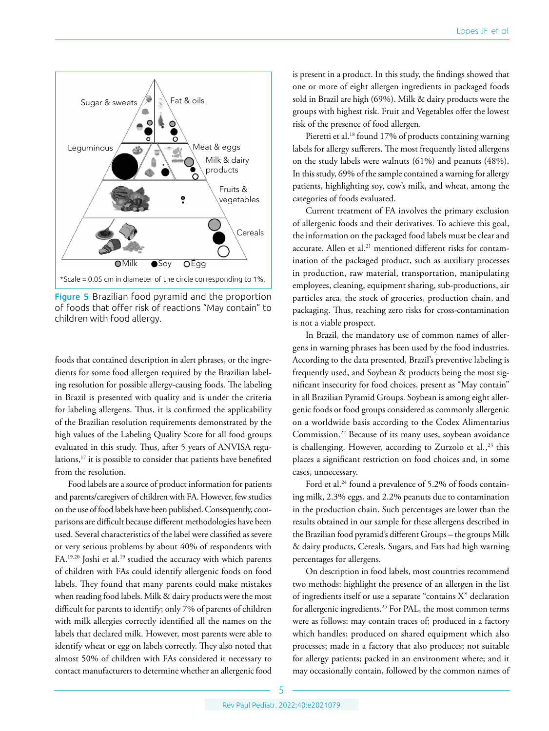Sugar & sweets

Fat & oils

Leguminous

Meat & eggs

Milk & dairy products

Fruits & vegetables

Cereals

Milk Soy Egg

*Scale = 0.05 cm in diameter of the circle corresponding to 1%.

**Figure 5** Brazilian food pyramid and the proportion of foods that offer risk of reactions "May contain" to children with food allergy.

foods that contained description in alert phrases, or the ingredients for some food allergen required by the Brazilian labeling resolution for possible allergy-causing foods. The labeling in Brazil is presented with quality and is under the criteria for labeling allergens. Thus, it is confirmed the applicability of the Brazilian resolution requirements demonstrated by the high values of the Labeling Quality Score for all food groups evaluated in this study. Thus, after 5 years of ANVISA regulations,[17] it is possible to consider that patients have benefited from the resolution.

Food labels are a source of product information for patients and parents/caregivers of children with FA. However, few studies on the use of food labels have been published. Consequently, comparisons are difficult because different methodologies have been used. Several characteristics of the label were classified as severe or very serious problems by about 40% of respondents with FA.[19,20] Joshi et al.[19] studied the accuracy with which parents of children with FAs could identify allergenic foods on food labels. They found that many parents could make mistakes when reading food labels. Milk & dairy products were the most difficult for parents to identify; only 7% of parents of children with milk allergies correctly identified all the names on the labels that declared milk. However, most parents were able to identify wheat or egg on labels correctly. They also noted that almost 50% of children with FAs considered it necessary to contact manufacturers to determine whether an allergenic food is present in a product. In this study, the findings showed that one or more of eight allergen ingredients in packaged foods sold in Brazil are high (69%). Milk & dairy products were the groups with highest risk. Fruit and Vegetables offer the lowest risk of the presence of food allergen.

Pieretti et al.[18] found 17% of products containing warning labels for allergy sufferers. The most frequently listed allergens on the study labels were walnuts (61%) and peanuts (48%). In this study, 69% of the sample contained a warning for allergy patients, highlighting soy, cow's milk, and wheat, among the categories of foods evaluated.

Current treatment of FA involves the primary exclusion of allergenic foods and their derivatives. To achieve this goal, the information on the packaged food labels must be clear and accurate. Allen et al.[21] mentioned different risks for contamination of the packaged product, such as auxiliary processes in production, raw material, transportation, manipulating employees, cleaning, equipment sharing, sub-productions, air particles area, the stock of groceries, production chain, and packaging. Thus, reaching zero risks for cross-contamination is not a viable prospect.

In Brazil, the mandatory use of common names of allergens in warning phrases has been used by the food industries. According to the data presented, Brazil's preventive labeling is frequently used, and Soybean & products being the most significant insecurity for food choices, present as "May contain" in all Brazilian Pyramid Groups. Soybean is among eight allergenic foods or food groups considered as commonly allergenic on a worldwide basis according to the Codex Alimentarius Commission.[22] Because of its many uses, soybean avoidance is challenging. However, according to Zurzolo et al.,[23] this places a significant restriction on food choices and, in some cases, unnecessary.

Ford et al.[24] found a prevalence of 5.2% of foods containing milk, 2.3% eggs, and 2.2% peanuts due to contamination in the production chain. Such percentages are lower than the results obtained in our sample for these allergens described in the Brazilian food pyramid's different Groups – the groups Milk & dairy products, Cereals, Sugars, and Fats had high warning percentages for allergens.

On description in food labels, most countries recommend two methods: highlight the presence of an allergen in the list of ingredients itself or use a separate "contains X" declaration for allergenic ingredients.[25] For PAL, the most common terms were as follows: may contain traces of; produced in a factory which handles; produced on shared equipment which also processes; made in a factory that also produces; not suitable for allergy patients; packed in an environment where; and it may occasionally contain, followed by the common names of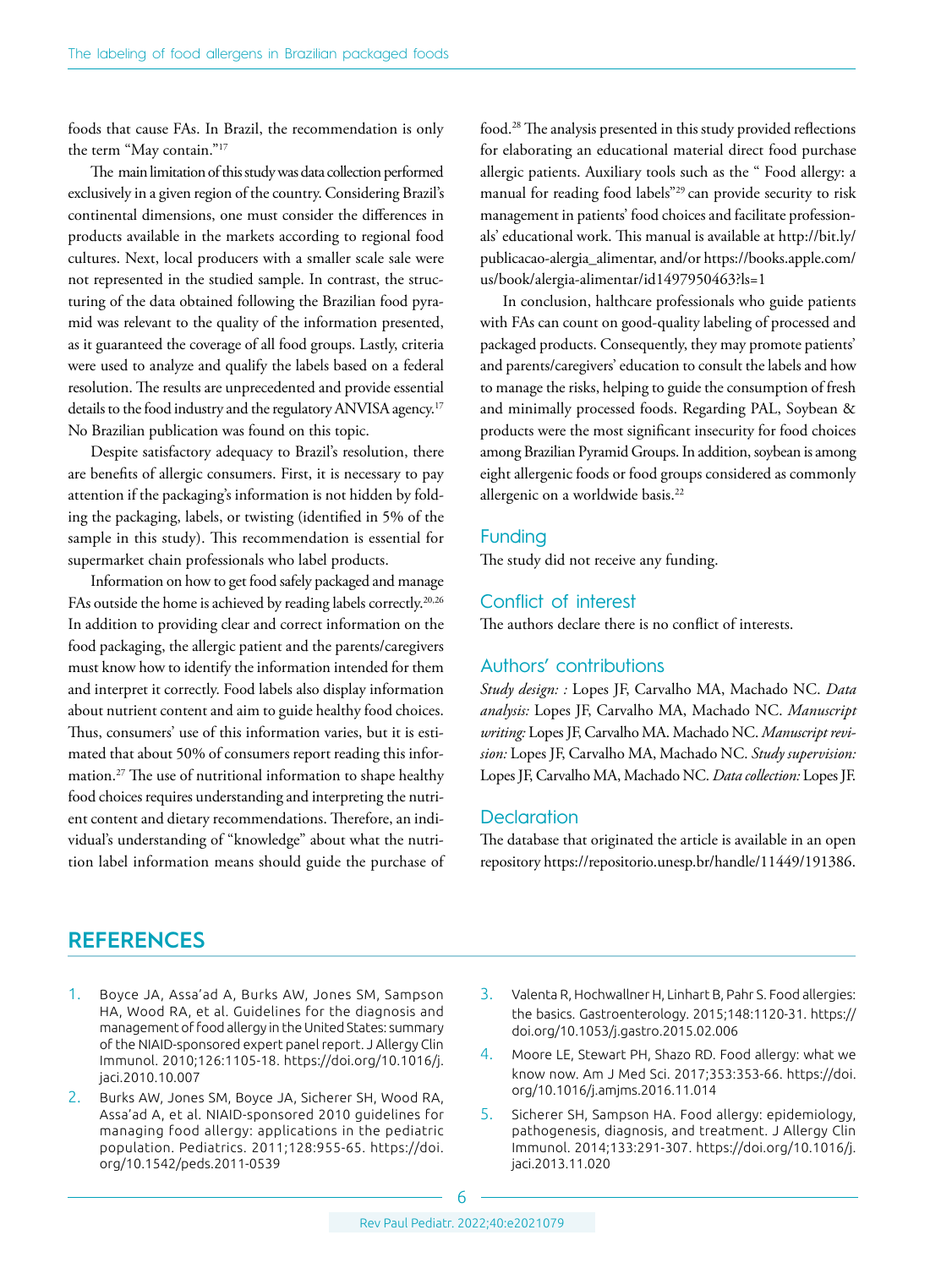foods that cause FAs. In Brazil, the recommendation is only the term "May contain."[17]

The main limitation of this study was data collection performed exclusively in a given region of the country. Considering Brazil's continental dimensions, one must consider the differences in products available in the markets according to regional food cultures. Next, local producers with a smaller scale sale were not represented in the studied sample. In contrast, the structuring of the data obtained following the Brazilian food pyramid was relevant to the quality of the information presented, as it guaranteed the coverage of all food groups. Lastly, criteria were used to analyze and qualify the labels based on a federal resolution. The results are unprecedented and provide essential details to the food industry and the regulatory ANVISA agency.[17] No Brazilian publication was found on this topic.

Despite satisfactory adequacy to Brazil's resolution, there are benefits of allergic consumers. First, it is necessary to pay attention if the packaging's information is not hidden by folding the packaging, labels, or twisting (identified in 5% of the sample in this study). This recommendation is essential for supermarket chain professionals who label products.

Information on how to get food safely packaged and manage FAs outside the home is achieved by reading labels correctly.[20,26] In addition to providing clear and correct information on the food packaging, the allergic patient and the parents/caregivers must know how to identify the information intended for them and interpret it correctly. Food labels also display information about nutrient content and aim to guide healthy food choices. Thus, consumers' use of this information varies, but it is estimated that about 50% of consumers report reading this information.[27] The use of nutritional information to shape healthy food choices requires understanding and interpreting the nutrient content and dietary recommendations. Therefore, an individual's understanding of "knowledge" about what the nutrition label information means should guide the purchase of food.[28] The analysis presented in this study provided reflections for elaborating an educational material direct food purchase allergic patients. Auxiliary tools such as the " Food allergy: a manual for reading food labels"[29] can provide security to risk management in patients' food choices and facilitate professionals' educational work. This manual is available at http://bit.ly/publicacao-alergia_alimentar, and/or https://books.apple.com/us/book/alergia-alimentar/id1497950463?ls=1

In conclusion, halthcare professionals who guide patients with FAs can count on good-quality labeling of processed and packaged products. Consequently, they may promote patients' and parents/caregivers' education to consult the labels and how to manage the risks, helping to guide the consumption of fresh and minimally processed foods. Regarding PAL, Soybean & products were the most significant insecurity for food choices among Brazilian Pyramid Groups. In addition, soybean is among eight allergenic foods or food groups considered as commonly allergenic on a worldwide basis.[22]

## Funding

The study did not receive any funding.

## Conflict of interest

The authors declare there is no conflict of interests.

## Authors' contributions

*Study design: :* Lopes JF, Carvalho MA, Machado NC. *Data analysis:* Lopes JF, Carvalho MA, Machado NC. *Manuscript writing:* Lopes JF, Carvalho MA. Machado NC. *Manuscript revision:* Lopes JF, Carvalho MA, Machado NC. *Study supervision:* Lopes JF, Carvalho MA, Machado NC. *Data collection:* Lopes JF.

## Declaration

The database that originated the article is available in an open repository https://repositorio.unesp.br/handle/11449/191386.

# REFERENCES

1. Boyce JA, Assa'ad A, Burks AW, Jones SM, Sampson HA, Wood RA, et al. Guidelines for the diagnosis and management of food allergy in the United States: summary of the NIAID-sponsored expert panel report. J Allergy Clin Immunol. 2010;126:1105-18. https://doi.org/10.1016/j.jaci.2010.10.007
2. Burks AW, Jones SM, Boyce JA, Sicherer SH, Wood RA, Assa'ad A, et al. NIAID-sponsored 2010 guidelines for managing food allergy: applications in the pediatric population. Pediatrics. 2011;128:955-65. https://doi.org/10.1542/peds.2011-0539
3. Valenta R, Hochwallner H, Linhart B, Pahr S. Food allergies: the basics. Gastroenterology. 2015;148:1120-31. https://doi.org/10.1053/j.gastro.2015.02.006
4. Moore LE, Stewart PH, Shazo RD. Food allergy: what we know now. Am J Med Sci. 2017;353:353-66. https://doi.org/10.1016/j.amjms.2016.11.014
5. Sicherer SH, Sampson HA. Food allergy: epidemiology, pathogenesis, diagnosis, and treatment. J Allergy Clin Immunol. 2014;133:291-307. https://doi.org/10.1016/j.jaci.2013.11.020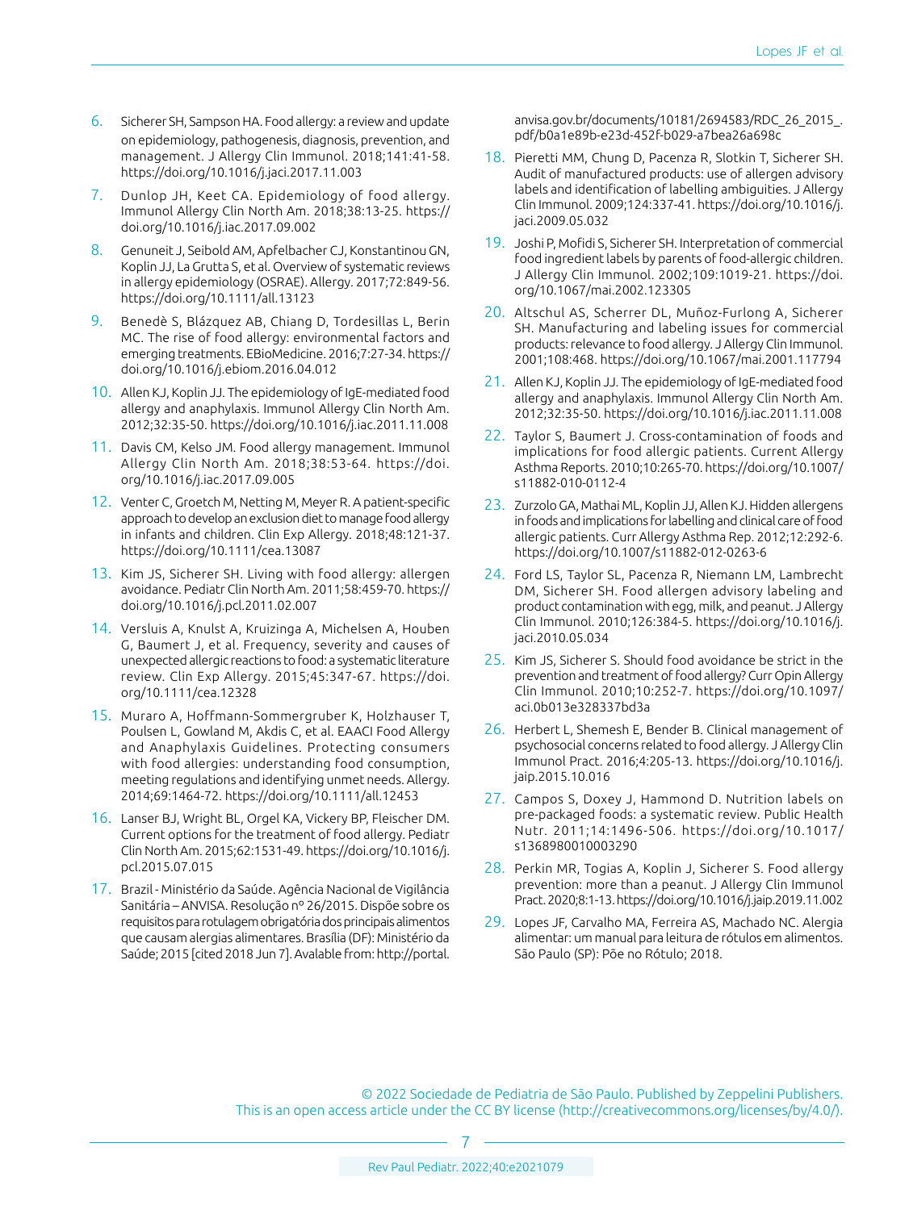6. Sicherer SH, Sampson HA. Food allergy: a review and update on epidemiology, pathogenesis, diagnosis, prevention, and management. J Allergy Clin Immunol. 2018;141:41-58. https://doi.org/10.1016/j.jaci.2017.11.003
7. Dunlop JH, Keet CA. Epidemiology of food allergy. Immunol Allergy Clin North Am. 2018;38:13-25. https://doi.org/10.1016/j.iac.2017.09.002
8. Genuneit J, Seibold AM, Apfelbacher CJ, Konstantinou GN, Koplin JJ, La Grutta S, et al. Overview of systematic reviews in allergy epidemiology (OSRAE). Allergy. 2017;72:849-56. https://doi.org/10.1111/all.13123
9. Benedè S, Blázquez AB, Chiang D, Tordesillas L, Berin MC. The rise of food allergy: environmental factors and emerging treatments. EBioMedicine. 2016;7:27-34. https://doi.org/10.1016/j.ebiom.2016.04.012
10. Allen KJ, Koplin JJ. The epidemiology of IgE-mediated food allergy and anaphylaxis. Immunol Allergy Clin North Am. 2012;32:35-50. https://doi.org/10.1016/j.iac.2011.11.008
11. Davis CM, Kelso JM. Food allergy management. Immunol Allergy Clin North Am. 2018;38:53-64. https://doi.org/10.1016/j.iac.2017.09.005
12. Venter C, Groetch M, Netting M, Meyer R. A patient-specific approach to develop an exclusion diet to manage food allergy in infants and children. Clin Exp Allergy. 2018;48:121-37. https://doi.org/10.1111/cea.13087
13. Kim JS, Sicherer SH. Living with food allergy: allergen avoidance. Pediatr Clin North Am. 2011;58:459-70. https://doi.org/10.1016/j.pcl.2011.02.007
14. Versluis A, Knulst A, Kruizinga A, Michelsen A, Houben G, Baumert J, et al. Frequency, severity and causes of unexpected allergic reactions to food: a systematic literature review. Clin Exp Allergy. 2015;45:347-67. https://doi.org/10.1111/cea.12328
15. Muraro A, Hoffmann-Sommergruber K, Holzhauser T, Poulsen L, Gowland M, Akdis C, et al. EAACI Food Allergy and Anaphylaxis Guidelines. Protecting consumers with food allergies: understanding food consumption, meeting regulations and identifying unmet needs. Allergy. 2014;69:1464-72. https://doi.org/10.1111/all.12453
16. Lanser BJ, Wright BL, Orgel KA, Vickery BP, Fleischer DM. Current options for the treatment of food allergy. Pediatr Clin North Am. 2015;62:1531-49. https://doi.org/10.1016/j.pcl.2015.07.015
17. Brazil - Ministério da Saúde. Agência Nacional de Vigilância Sanitária – ANVISA. Resolução nº 26/2015. Dispõe sobre os requisitos para rotulagem obrigatória dos principais alimentos que causam alergias alimentares. Brasília (DF): Ministério da Saúde; 2015 [cited 2018 Jun 7]. Avalable from: http://portal.anvisa.gov.br/documents/10181/2694583/RDC_26_2015_.pdf/b0a1e89b-e23d-452f-b029-a7bea26a698c
18. Pieretti MM, Chung D, Pacenza R, Slotkin T, Sicherer SH. Audit of manufactured products: use of allergen advisory labels and identification of labelling ambiguities. J Allergy Clin Immunol. 2009;124:337-41. https://doi.org/10.1016/j.jaci.2009.05.032
19. Joshi P, Mofidi S, Sicherer SH. Interpretation of commercial food ingredient labels by parents of food-allergic children. J Allergy Clin Immunol. 2002;109:1019-21. https://doi.org/10.1067/mai.2002.123305
20. Altschul AS, Scherrer DL, Muñoz-Furlong A, Sicherer SH. Manufacturing and labeling issues for commercial products: relevance to food allergy. J Allergy Clin Immunol. 2001;108:468. https://doi.org/10.1067/mai.2001.117794
21. Allen KJ, Koplin JJ. The epidemiology of IgE-mediated food allergy and anaphylaxis. Immunol Allergy Clin North Am. 2012;32:35-50. https://doi.org/10.1016/j.iac.2011.11.008
22. Taylor S, Baumert J. Cross-contamination of foods and implications for food allergic patients. Current Allergy Asthma Reports. 2010;10:265-70. https://doi.org/10.1007/s11882-010-0112-4
23. Zurzolo GA, Mathai ML, Koplin JJ, Allen KJ. Hidden allergens in foods and implications for labelling and clinical care of food allergic patients. Curr Allergy Asthma Rep. 2012;12:292-6. https://doi.org/10.1007/s11882-012-0263-6
24. Ford LS, Taylor SL, Pacenza R, Niemann LM, Lambrecht DM, Sicherer SH. Food allergen advisory labeling and product contamination with egg, milk, and peanut. J Allergy Clin Immunol. 2010;126:384-5. https://doi.org/10.1016/j.jaci.2010.05.034
25. Kim JS, Sicherer S. Should food avoidance be strict in the prevention and treatment of food allergy? Curr Opin Allergy Clin Immunol. 2010;10:252-7. https://doi.org/10.1097/aci.0b013e328337bd3a
26. Herbert L, Shemesh E, Bender B. Clinical management of psychosocial concerns related to food allergy. J Allergy Clin Immunol Pract. 2016;4:205-13. https://doi.org/10.1016/j.jaip.2015.10.016
27. Campos S, Doxey J, Hammond D. Nutrition labels on pre-packaged foods: a systematic review. Public Health Nutr. 2011;14:1496-506. https://doi.org/10.1017/s1368980010003290
28. Perkin MR, Togias A, Koplin J, Sicherer S. Food allergy prevention: more than a peanut. J Allergy Clin Immunol Pract. 2020;8:1-13. https://doi.org/10.1016/j.jaip.2019.11.002
29. Lopes JF, Carvalho MA, Ferreira AS, Machado NC. Alergia alimentar: um manual para leitura de rótulos em alimentos. São Paulo (SP): Põe no Rótulo; 2018.

© 2022 Sociedade de Pediatria de São Paulo. Published by Zeppelini Publishers.
This is an open access article under the CC BY license (http://creativecommons.org/licenses/by/4.0/).